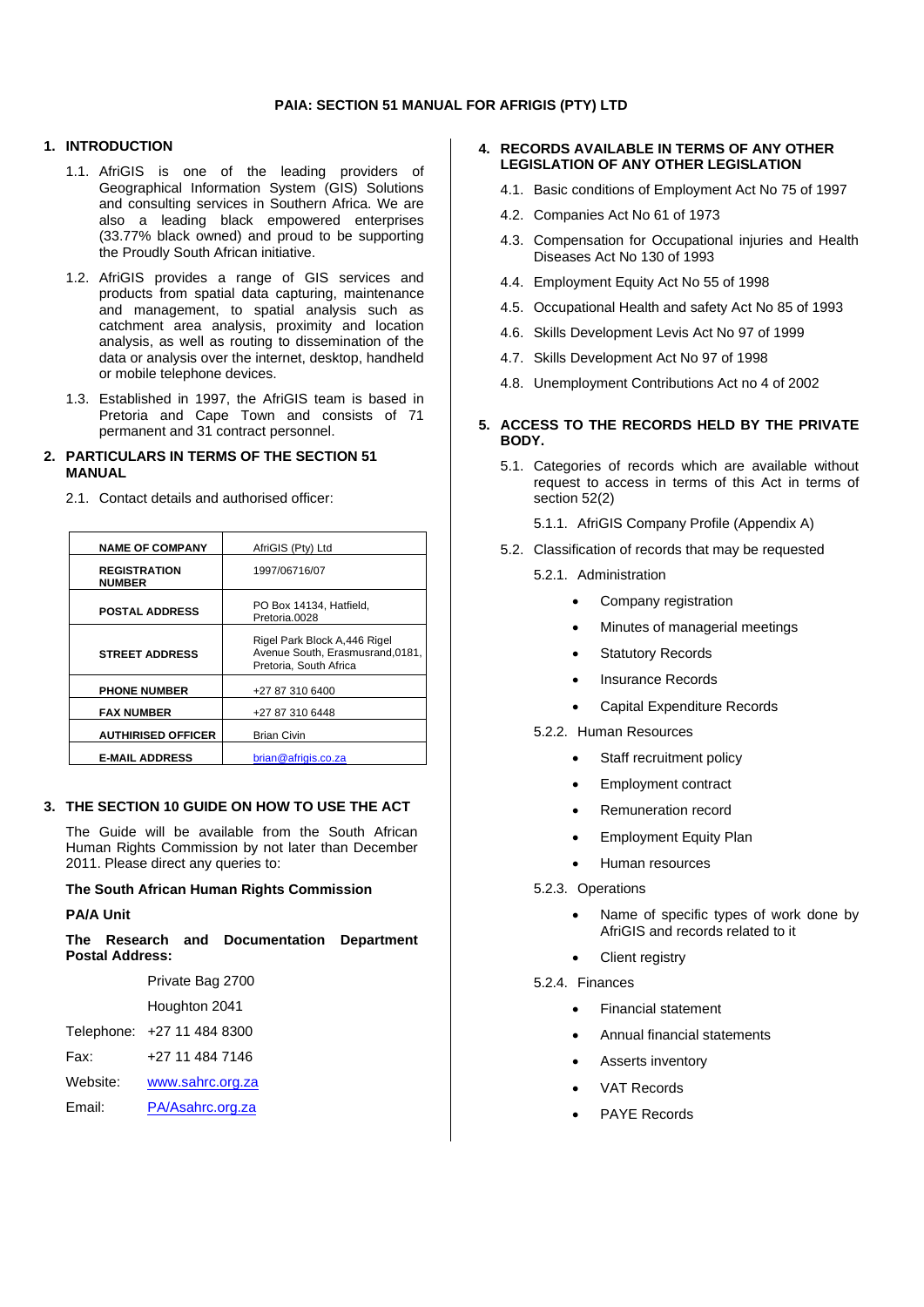# PAIA: SECTION 51 MANUAL FOR AFRIGIS (PTY) LTD

## 1. INTRODUCTION

1.1. AfriGIS is one of the leading providers of Geographical Information System (GIS) Solutions and consulting services in Southern Africa. We are also a leading black empowered enterprises (33.77% black owned) and proud to be supporting the Proudly South African initiative.

1.2. AfriGIS provides a range of GIS services and products from spatial data capturing, maintenance and management, to spatial analysis such as catchment area analysis, proximity and location analysis, as well as routing to dissemination of the data or analysis over the internet, desktop, handheld or mobile telephone devices.

1.3. Established in 1997, the AfriGIS team is based in Pretoria and Cape Town and consists of 71 permanent and 31 contract personnel.

## 2. PARTICULARS IN TERMS OF THE SECTION 51 MANUAL

2.1. Contact details and authorised officer:

| | |
|---|---|
| **NAME OF COMPANY** | AfriGIS (Pty) Ltd |
| **REGISTRATION NUMBER** | 1997/06716/07 |
| **POSTAL ADDRESS** | PO Box 14134, Hatfield, Pretoria.0028 |
| **STREET ADDRESS** | Rigel Park Block A,446 Rigel Avenue South, Erasmusrand,0181, Pretoria, South Africa |
| **PHONE NUMBER** | +27 87 310 6400 |
| **FAX NUMBER** | +27 87 310 6448 |
| **AUTHIRISED OFFICER** | Brian Civin |
| **E-MAIL ADDRESS** | brian@afrigis.co.za |

## 3. THE SECTION 10 GUIDE ON HOW TO USE THE ACT

The Guide will be available from the South African Human Rights Commission by not later than December 2011. Please direct any queries to:

**The South African Human Rights Commission**

**PA/A Unit**

**The Research and Documentation Department Postal Address:**

Private Bag 2700

Houghton 2041

Telephone: +27 11 484 8300

Fax: +27 11 484 7146

Website: www.sahrc.org.za

Email: PA/Asahrc.org.za

## 4. RECORDS AVAILABLE IN TERMS OF ANY OTHER LEGISLATION OF ANY OTHER LEGISLATION

4.1. Basic conditions of Employment Act No 75 of 1997

4.2. Companies Act No 61 of 1973

4.3. Compensation for Occupational injuries and Health Diseases Act No 130 of 1993

4.4. Employment Equity Act No 55 of 1998

4.5. Occupational Health and safety Act No 85 of 1993

4.6. Skills Development Levis Act No 97 of 1999

4.7. Skills Development Act No 97 of 1998

4.8. Unemployment Contributions Act no 4 of 2002

## 5. ACCESS TO THE RECORDS HELD BY THE PRIVATE BODY.

5.1. Categories of records which are available without request to access in terms of this Act in terms of section 52(2)

5.1.1. AfriGIS Company Profile (Appendix A)

5.2. Classification of records that may be requested

5.2.1. Administration

- Company registration
- Minutes of managerial meetings
- Statutory Records
- Insurance Records
- Capital Expenditure Records

5.2.2. Human Resources

- Staff recruitment policy
- Employment contract
- Remuneration record
- Employment Equity Plan
- Human resources

5.2.3. Operations

- Name of specific types of work done by AfriGIS and records related to it
- Client registry

5.2.4. Finances

- Financial statement
- Annual financial statements
- Asserts inventory
- VAT Records
- PAYE Records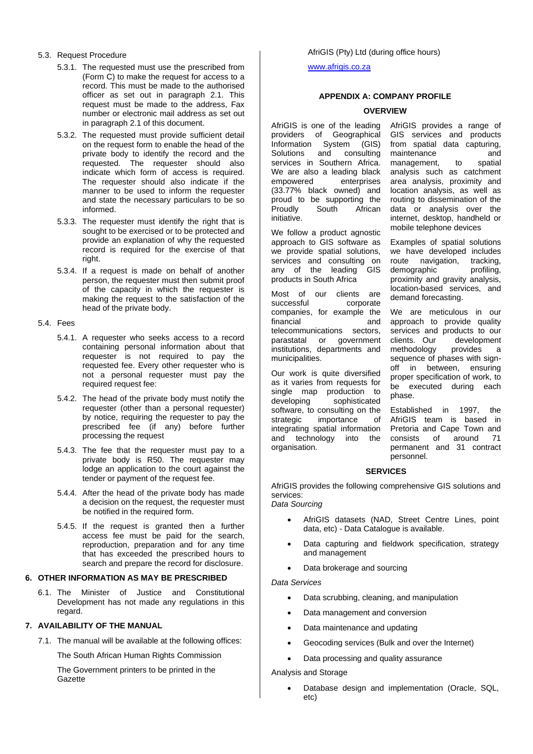5.3. Request Procedure

5.3.1. The requested must use the prescribed from (Form C) to make the request for access to a record. This must be made to the authorised officer as set out in paragraph 2.1. This request must be made to the address, Fax number or electronic mail address as set out in paragraph 2.1 of this document.

5.3.2. The requested must provide sufficient detail on the request form to enable the head of the private body to identify the record and the requested. The requester should also indicate which form of access is required. The requester should also indicate if the manner to be used to inform the requester and state the necessary particulars to be so informed.

5.3.3. The requester must identify the right that is sought to be exercised or to be protected and provide an explanation of why the requested record is required for the exercise of that right.

5.3.4. If a request is made on behalf of another person, the requester must then submit proof of the capacity in which the requester is making the request to the satisfaction of the head of the private body.

5.4. Fees

5.4.1. A requester who seeks access to a record containing personal information about that requester is not required to pay the requested fee. Every other requester who is not a personal requester must pay the required request fee:

5.4.2. The head of the private body must notify the requester (other than a personal requester) by notice, requiring the requester to pay the prescribed fee (if any) before further processing the request

5.4.3. The fee that the requester must pay to a private body is R50. The requester may lodge an application to the court against the tender or payment of the request fee.

5.4.4. After the head of the private body has made a decision on the request, the requester must be notified in the required form.

5.4.5. If the request is granted then a further access fee must be paid for the search, reproduction, preparation and for any time that has exceeded the prescribed hours to search and prepare the record for disclosure.

## 6. OTHER INFORMATION AS MAY BE PRESCRIBED

6.1. The Minister of Justice and Constitutional Development has not made any regulations in this regard.

## 7. AVAILABILITY OF THE MANUAL

7.1. The manual will be available at the following offices:

The South African Human Rights Commission

The Government printers to be printed in the Gazette

AfriGIS (Pty) Ltd (during office hours)

www.afrigis.co.za

## APPENDIX A: COMPANY PROFILE

### OVERVIEW

AfriGIS is one of the leading providers of Geographical Information System (GIS) Solutions and consulting services in Southern Africa. We are also a leading black empowered enterprises (33.77% black owned) and proud to be supporting the Proudly South African initiative.

We follow a product agnostic approach to GIS software as we provide spatial solutions, services and consulting on any of the leading GIS products in South Africa

Most of our clients are successful corporate companies, for example the financial and telecommunications sectors, parastatal or government institutions, departments and municipalities.

Our work is quite diversified as it varies from requests for single map production to developing sophisticated software, to consulting on the strategic importance of integrating spatial information and technology into the organisation.

AfriGIS provides a range of GIS services and products from spatial data capturing, maintenance and management, to spatial analysis such as catchment area analysis, proximity and location analysis, as well as routing to dissemination of the data or analysis over the internet, desktop, handheld or mobile telephone devices

Examples of spatial solutions we have developed includes route navigation, tracking, demographic profiling, proximity and gravity analysis, location-based services, and demand forecasting.

We are meticulous in our approach to provide quality services and products to our clients. Our development methodology provides a sequence of phases with sign-off in between, ensuring proper specification of work, to be executed during each phase.

Established in 1997, the AfriGIS team is based in Pretoria and Cape Town and consists of around 71 permanent and 31 contract personnel.

### SERVICES

AfriGIS provides the following comprehensive GIS solutions and services:

*Data Sourcing*

- AfriGIS datasets (NAD, Street Centre Lines, point data, etc) - Data Catalogue is available.
- Data capturing and fieldwork specification, strategy and management
- Data brokerage and sourcing

*Data Services*

- Data scrubbing, cleaning, and manipulation
- Data management and conversion
- Data maintenance and updating
- Geocoding services (Bulk and over the Internet)
- Data processing and quality assurance

Analysis and Storage

- Database design and implementation (Oracle, SQL, etc)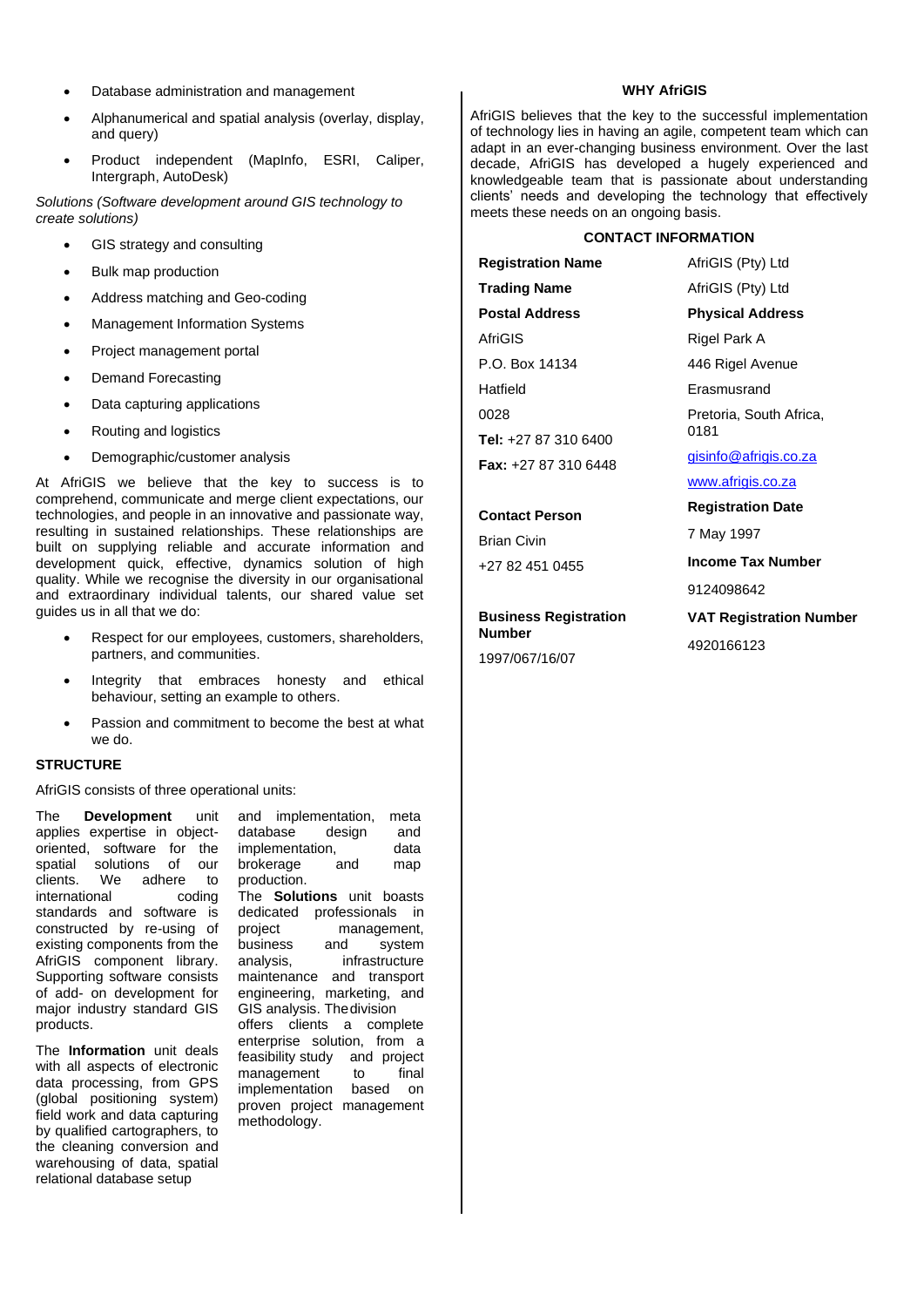- Database administration and management
- Alphanumerical and spatial analysis (overlay, display, and query)
- Product independent (MapInfo, ESRI, Caliper, Intergraph, AutoDesk)

*Solutions (Software development around GIS technology to create solutions)*

- GIS strategy and consulting
- Bulk map production
- Address matching and Geo-coding
- Management Information Systems
- Project management portal
- Demand Forecasting
- Data capturing applications
- Routing and logistics
- Demographic/customer analysis

At AfriGIS we believe that the key to success is to comprehend, communicate and merge client expectations, our technologies, and people in an innovative and passionate way, resulting in sustained relationships. These relationships are built on supplying reliable and accurate information and development quick, effective, dynamics solution of high quality. While we recognise the diversity in our organisational and extraordinary individual talents, our shared value set guides us in all that we do:

- Respect for our employees, customers, shareholders, partners, and communities.
- Integrity that embraces honesty and ethical behaviour, setting an example to others.
- Passion and commitment to become the best at what we do.

**STRUCTURE**

AfriGIS consists of three operational units:

The **Development** unit applies expertise in object-oriented, software for the spatial solutions of our clients. We adhere to international coding standards and software is constructed by re-using of existing components from the AfriGIS component library. Supporting software consists of add- on development for major industry standard GIS products.

The **Information** unit deals with all aspects of electronic data processing, from GPS (global positioning system) field work and data capturing by qualified cartographers, to the cleaning conversion and warehousing of data, spatial relational database setup and implementation, meta database design and implementation, data brokerage and map production.

The **Solutions** unit boasts dedicated professionals in project management, business and system analysis, infrastructure maintenance and transport engineering, marketing, and GIS analysis. The division offers clients a complete enterprise solution, from a feasibility study and project management to final implementation based on proven project management methodology.

**WHY AfriGIS**

AfriGIS believes that the key to the successful implementation of technology lies in having an agile, competent team which can adapt in an ever-changing business environment. Over the last decade, AfriGIS has developed a hugely experienced and knowledgeable team that is passionate about understanding clients' needs and developing the technology that effectively meets these needs on an ongoing basis.

**CONTACT INFORMATION**

| | |
|---|---|
| **Registration Name** | AfriGIS (Pty) Ltd |
| **Trading Name** | AfriGIS (Pty) Ltd |
| **Postal Address** | **Physical Address** |
| AfriGIS | Rigel Park A |
| P.O. Box 14134 | 446 Rigel Avenue |
| Hatfield | Erasmusrand |
| 0028 | Pretoria, South Africa, 0181 |
| **Tel:** +27 87 310 6400 | gisinfo@afrigis.co.za |
| **Fax:** +27 87 310 6448 | www.afrigis.co.za |
| **Contact Person** | **Registration Date** |
| Brian Civin | 7 May 1997 |
| +27 82 451 0455 | **Income Tax Number** |
| | 9124098642 |
| **Business Registration Number** | **VAT Registration Number** |
| 1997/067/16/07 | 4920166123 |